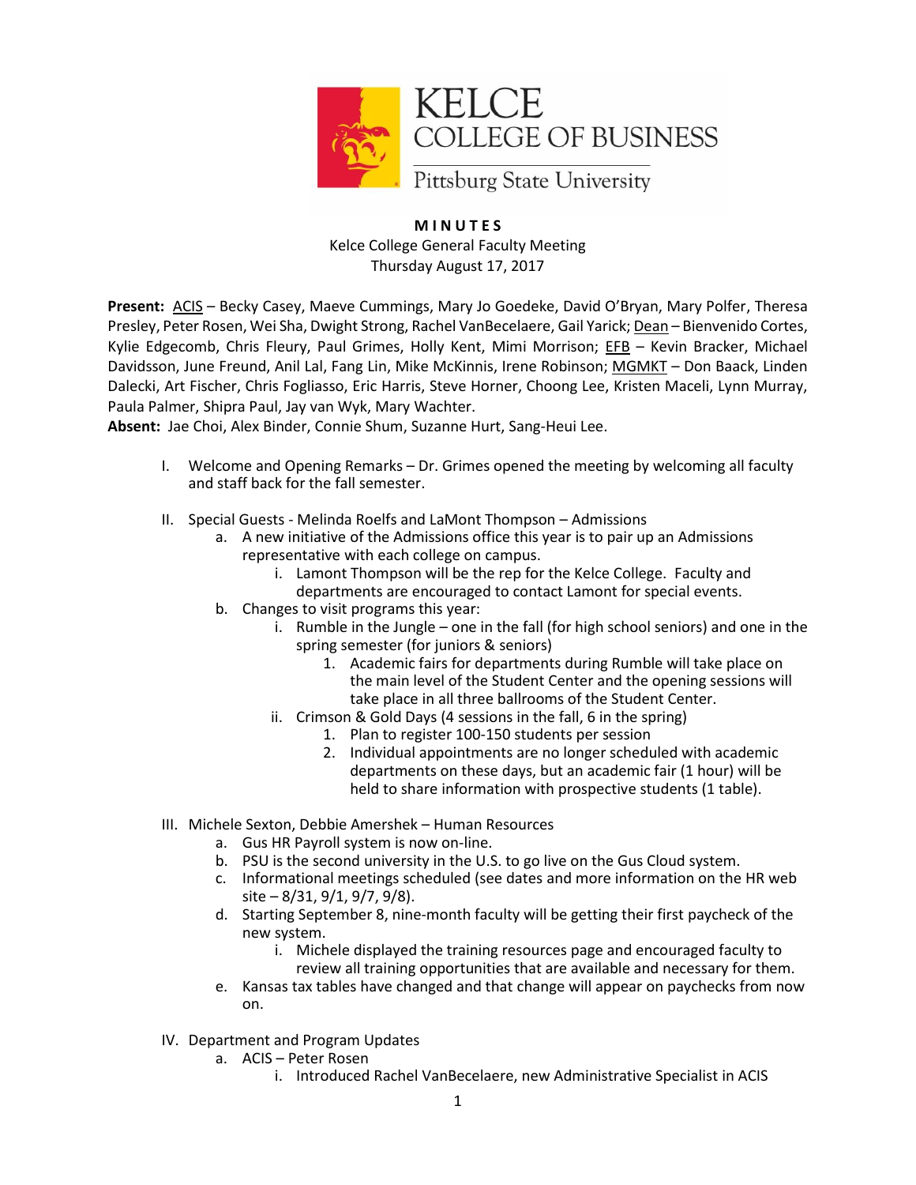KELCE COLLEGE OF BUSINESS

Pittsburg State University

**MINUTES**

Kelce College General Faculty Meeting
Thursday August 17, 2017

**Present:** ACIS – Becky Casey, Maeve Cummings, Mary Jo Goedeke, David O'Bryan, Mary Polfer, Theresa Presley, Peter Rosen, Wei Sha, Dwight Strong, Rachel VanBecelaere, Gail Yarick; Dean – Bienvenido Cortes, Kylie Edgecomb, Chris Fleury, Paul Grimes, Holly Kent, Mimi Morrison; EFB – Kevin Bracker, Michael Davidsson, June Freund, Anil Lal, Fang Lin, Mike McKinnis, Irene Robinson; MGMKT – Don Baack, Linden Dalecki, Art Fischer, Chris Fogliasso, Eric Harris, Steve Horner, Choong Lee, Kristen Maceli, Lynn Murray, Paula Palmer, Shipra Paul, Jay van Wyk, Mary Wachter.

**Absent:** Jae Choi, Alex Binder, Connie Shum, Suzanne Hurt, Sang-Heui Lee.

I. Welcome and Opening Remarks – Dr. Grimes opened the meeting by welcoming all faculty and staff back for the fall semester.

II. Special Guests - Melinda Roelfs and LaMont Thompson – Admissions
   a. A new initiative of the Admissions office this year is to pair up an Admissions representative with each college on campus.
      i. Lamont Thompson will be the rep for the Kelce College. Faculty and departments are encouraged to contact Lamont for special events.
   b. Changes to visit programs this year:
      i. Rumble in the Jungle – one in the fall (for high school seniors) and one in the spring semester (for juniors & seniors)
         1. Academic fairs for departments during Rumble will take place on the main level of the Student Center and the opening sessions will take place in all three ballrooms of the Student Center.
      ii. Crimson & Gold Days (4 sessions in the fall, 6 in the spring)
         1. Plan to register 100-150 students per session
         2. Individual appointments are no longer scheduled with academic departments on these days, but an academic fair (1 hour) will be held to share information with prospective students (1 table).

III. Michele Sexton, Debbie Amershek – Human Resources
   a. Gus HR Payroll system is now on-line.
   b. PSU is the second university in the U.S. to go live on the Gus Cloud system.
   c. Informational meetings scheduled (see dates and more information on the HR web site – 8/31, 9/1, 9/7, 9/8).
   d. Starting September 8, nine-month faculty will be getting their first paycheck of the new system.
      i. Michele displayed the training resources page and encouraged faculty to review all training opportunities that are available and necessary for them.
   e. Kansas tax tables have changed and that change will appear on paychecks from now on.

IV. Department and Program Updates
   a. ACIS – Peter Rosen
      i. Introduced Rachel VanBecelaere, new Administrative Specialist in ACIS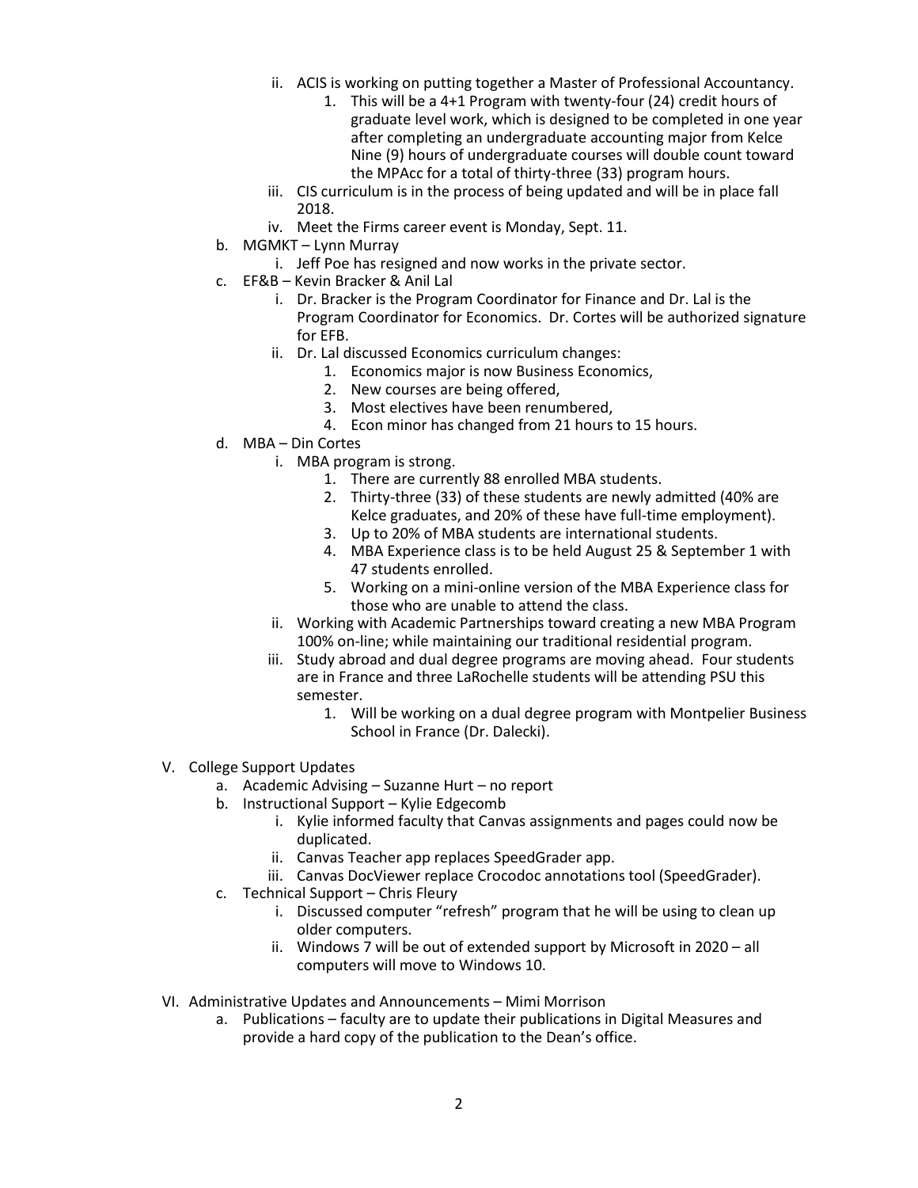ii. ACIS is working on putting together a Master of Professional Accountancy.
      1. This will be a 4+1 Program with twenty-four (24) credit hours of graduate level work, which is designed to be completed in one year after completing an undergraduate accounting major from Kelce Nine (9) hours of undergraduate courses will double count toward the MPAcc for a total of thirty-three (33) program hours.
   iii. CIS curriculum is in the process of being updated and will be in place fall 2018.
   iv. Meet the Firms career event is Monday, Sept. 11.

b. MGMKT – Lynn Murray
   i. Jeff Poe has resigned and now works in the private sector.

c. EF&B – Kevin Bracker & Anil Lal
   i. Dr. Bracker is the Program Coordinator for Finance and Dr. Lal is the Program Coordinator for Economics. Dr. Cortes will be authorized signature for EFB.
   ii. Dr. Lal discussed Economics curriculum changes:
      1. Economics major is now Business Economics,
      2. New courses are being offered,
      3. Most electives have been renumbered,
      4. Econ minor has changed from 21 hours to 15 hours.

d. MBA – Din Cortes
   i. MBA program is strong.
      1. There are currently 88 enrolled MBA students.
      2. Thirty-three (33) of these students are newly admitted (40% are Kelce graduates, and 20% of these have full-time employment).
      3. Up to 20% of MBA students are international students.
      4. MBA Experience class is to be held August 25 & September 1 with 47 students enrolled.
      5. Working on a mini-online version of the MBA Experience class for those who are unable to attend the class.
   ii. Working with Academic Partnerships toward creating a new MBA Program 100% on-line; while maintaining our traditional residential program.
   iii. Study abroad and dual degree programs are moving ahead. Four students are in France and three LaRochelle students will be attending PSU this semester.
      1. Will be working on a dual degree program with Montpelier Business School in France (Dr. Dalecki).

V. College Support Updates

a. Academic Advising – Suzanne Hurt – no report

b. Instructional Support – Kylie Edgecomb
   i. Kylie informed faculty that Canvas assignments and pages could now be duplicated.
   ii. Canvas Teacher app replaces SpeedGrader app.
   iii. Canvas DocViewer replace Crocodoc annotations tool (SpeedGrader).

c. Technical Support – Chris Fleury
   i. Discussed computer "refresh" program that he will be using to clean up older computers.
   ii. Windows 7 will be out of extended support by Microsoft in 2020 – all computers will move to Windows 10.

VI. Administrative Updates and Announcements – Mimi Morrison

a. Publications – faculty are to update their publications in Digital Measures and provide a hard copy of the publication to the Dean's office.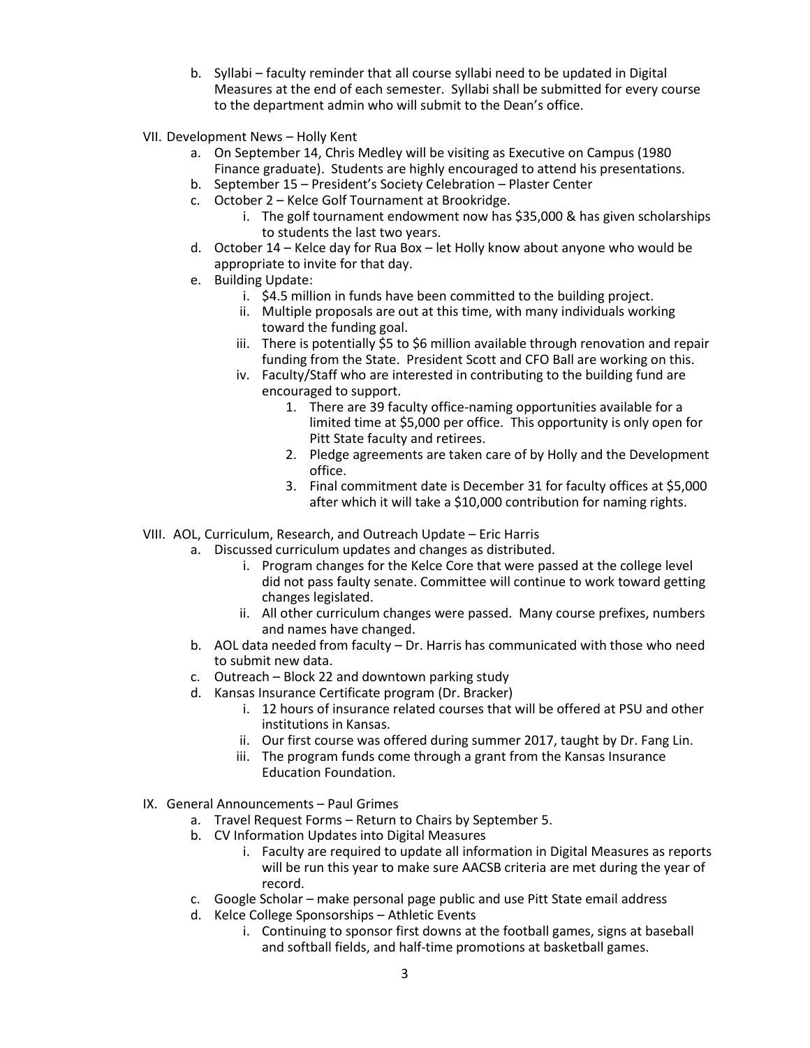b. Syllabi – faculty reminder that all course syllabi need to be updated in Digital Measures at the end of each semester. Syllabi shall be submitted for every course to the department admin who will submit to the Dean's office.

VII. Development News – Holly Kent
   a. On September 14, Chris Medley will be visiting as Executive on Campus (1980 Finance graduate). Students are highly encouraged to attend his presentations.
   b. September 15 – President's Society Celebration – Plaster Center
   c. October 2 – Kelce Golf Tournament at Brookridge.
      i. The golf tournament endowment now has $35,000 & has given scholarships to students the last two years.
   d. October 14 – Kelce day for Rua Box – let Holly know about anyone who would be appropriate to invite for that day.
   e. Building Update:
      i. $4.5 million in funds have been committed to the building project.
      ii. Multiple proposals are out at this time, with many individuals working toward the funding goal.
      iii. There is potentially $5 to $6 million available through renovation and repair funding from the State. President Scott and CFO Ball are working on this.
      iv. Faculty/Staff who are interested in contributing to the building fund are encouraged to support.
         1. There are 39 faculty office-naming opportunities available for a limited time at $5,000 per office. This opportunity is only open for Pitt State faculty and retirees.
         2. Pledge agreements are taken care of by Holly and the Development office.
         3. Final commitment date is December 31 for faculty offices at $5,000 after which it will take a $10,000 contribution for naming rights.

VIII. AOL, Curriculum, Research, and Outreach Update – Eric Harris
   a. Discussed curriculum updates and changes as distributed.
      i. Program changes for the Kelce Core that were passed at the college level did not pass faulty senate. Committee will continue to work toward getting changes legislated.
      ii. All other curriculum changes were passed. Many course prefixes, numbers and names have changed.
   b. AOL data needed from faculty – Dr. Harris has communicated with those who need to submit new data.
   c. Outreach – Block 22 and downtown parking study
   d. Kansas Insurance Certificate program (Dr. Bracker)
      i. 12 hours of insurance related courses that will be offered at PSU and other institutions in Kansas.
      ii. Our first course was offered during summer 2017, taught by Dr. Fang Lin.
      iii. The program funds come through a grant from the Kansas Insurance Education Foundation.

IX. General Announcements – Paul Grimes
   a. Travel Request Forms – Return to Chairs by September 5.
   b. CV Information Updates into Digital Measures
      i. Faculty are required to update all information in Digital Measures as reports will be run this year to make sure AACSB criteria are met during the year of record.
   c. Google Scholar – make personal page public and use Pitt State email address
   d. Kelce College Sponsorships – Athletic Events
      i. Continuing to sponsor first downs at the football games, signs at baseball and softball fields, and half-time promotions at basketball games.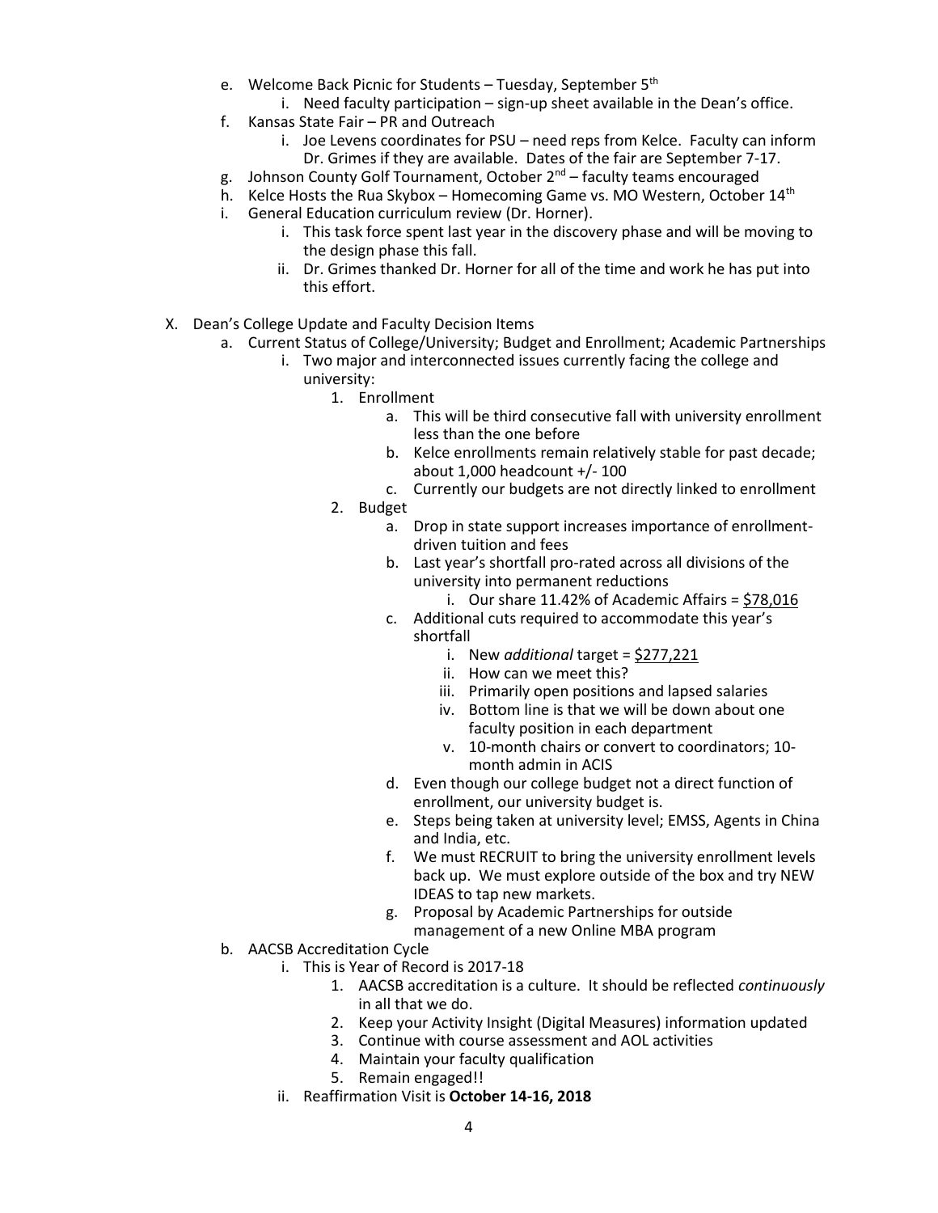e. Welcome Back Picnic for Students – Tuesday, September 5th
   i. Need faculty participation – sign-up sheet available in the Dean's office.
f. Kansas State Fair – PR and Outreach
   i. Joe Levens coordinates for PSU – need reps from Kelce. Faculty can inform Dr. Grimes if they are available. Dates of the fair are September 7-17.
g. Johnson County Golf Tournament, October 2nd – faculty teams encouraged
h. Kelce Hosts the Rua Skybox – Homecoming Game vs. MO Western, October 14th
i. General Education curriculum review (Dr. Horner).
   i. This task force spent last year in the discovery phase and will be moving to the design phase this fall.
   ii. Dr. Grimes thanked Dr. Horner for all of the time and work he has put into this effort.

X. Dean's College Update and Faculty Decision Items
   a. Current Status of College/University; Budget and Enrollment; Academic Partnerships
      i. Two major and interconnected issues currently facing the college and university:
         1. Enrollment
            a. This will be third consecutive fall with university enrollment less than the one before
            b. Kelce enrollments remain relatively stable for past decade; about 1,000 headcount +/- 100
            c. Currently our budgets are not directly linked to enrollment
         2. Budget
            a. Drop in state support increases importance of enrollment-driven tuition and fees
            b. Last year's shortfall pro-rated across all divisions of the university into permanent reductions
               i. Our share 11.42% of Academic Affairs = <u>$78,016</u>
            c. Additional cuts required to accommodate this year's shortfall
               i. New *additional* target = <u>$277,221</u>
               ii. How can we meet this?
               iii. Primarily open positions and lapsed salaries
               iv. Bottom line is that we will be down about one faculty position in each department
               v. 10-month chairs or convert to coordinators; 10-month admin in ACIS
            d. Even though our college budget not a direct function of enrollment, our university budget is.
            e. Steps being taken at university level; EMSS, Agents in China and India, etc.
            f. We must RECRUIT to bring the university enrollment levels back up. We must explore outside of the box and try NEW IDEAS to tap new markets.
            g. Proposal by Academic Partnerships for outside management of a new Online MBA program
   b. AACSB Accreditation Cycle
      i. This is Year of Record is 2017-18
         1. AACSB accreditation is a culture. It should be reflected *continuously* in all that we do.
         2. Keep your Activity Insight (Digital Measures) information updated
         3. Continue with course assessment and AOL activities
         4. Maintain your faculty qualification
         5. Remain engaged!!
      ii. Reaffirmation Visit is **October 14-16, 2018**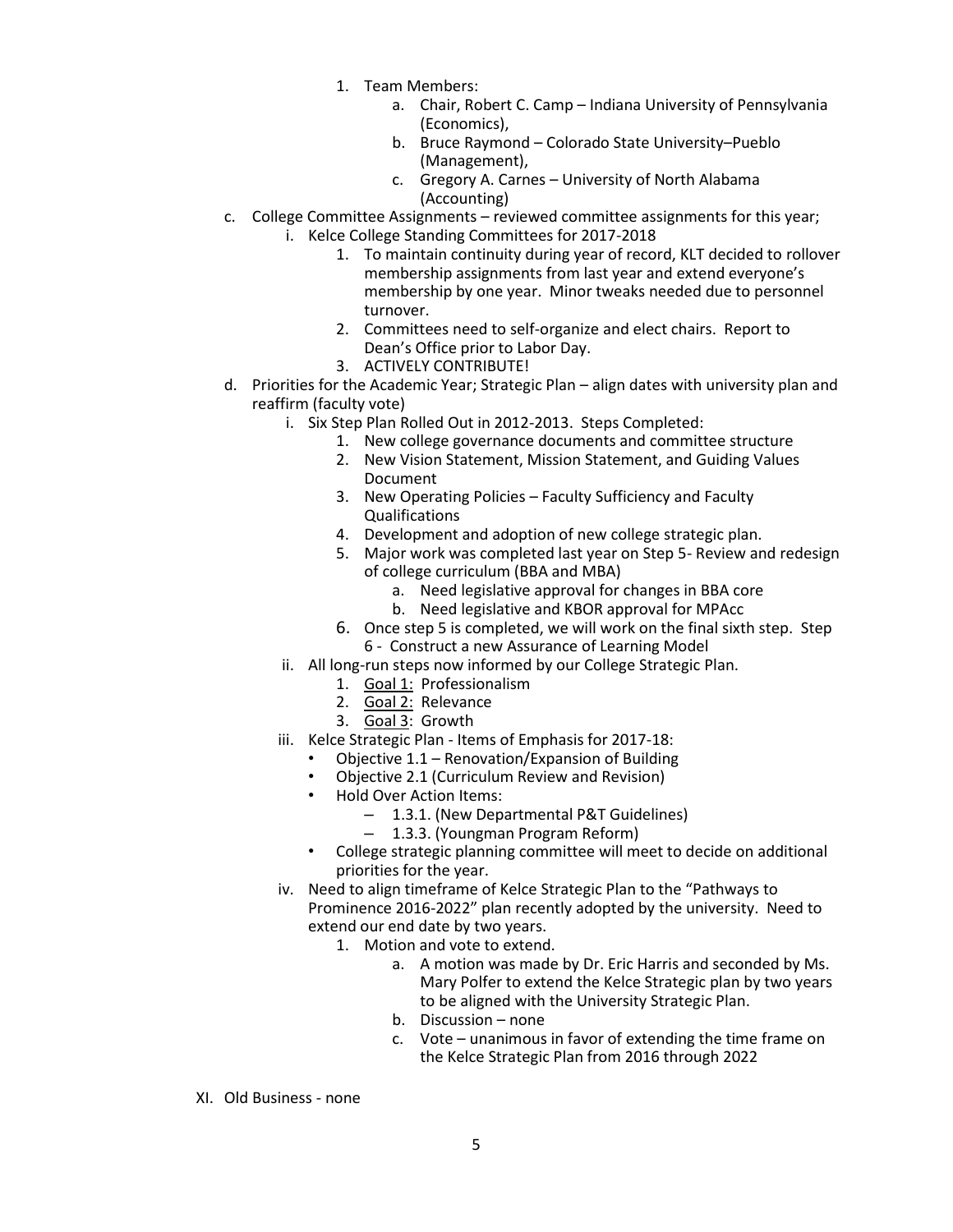1. Team Members:
    a. Chair, Robert C. Camp – Indiana University of Pennsylvania (Economics),
    b. Bruce Raymond – Colorado State University–Pueblo (Management),
    c. Gregory A. Carnes – University of North Alabama (Accounting)

c. College Committee Assignments – reviewed committee assignments for this year;
    i. Kelce College Standing Committees for 2017-2018
        1. To maintain continuity during year of record, KLT decided to rollover membership assignments from last year and extend everyone's membership by one year. Minor tweaks needed due to personnel turnover.
        2. Committees need to self-organize and elect chairs. Report to Dean's Office prior to Labor Day.
        3. ACTIVELY CONTRIBUTE!

d. Priorities for the Academic Year; Strategic Plan – align dates with university plan and reaffirm (faculty vote)
    i. Six Step Plan Rolled Out in 2012-2013. Steps Completed:
        1. New college governance documents and committee structure
        2. New Vision Statement, Mission Statement, and Guiding Values Document
        3. New Operating Policies – Faculty Sufficiency and Faculty Qualifications
        4. Development and adoption of new college strategic plan.
        5. Major work was completed last year on Step 5- Review and redesign of college curriculum (BBA and MBA)
            a. Need legislative approval for changes in BBA core
            b. Need legislative and KBOR approval for MPAcc
        6. Once step 5 is completed, we will work on the final sixth step. Step 6 - Construct a new Assurance of Learning Model
    ii. All long-run steps now informed by our College Strategic Plan.
        1. <u>Goal 1:</u> Professionalism
        2. <u>Goal 2:</u> Relevance
        3. <u>Goal 3</u>: Growth
    iii. Kelce Strategic Plan - Items of Emphasis for 2017-18:
        - Objective 1.1 – Renovation/Expansion of Building
        - Objective 2.1 (Curriculum Review and Revision)
        - Hold Over Action Items:
            - 1.3.1. (New Departmental P&T Guidelines)
            - 1.3.3. (Youngman Program Reform)
        - College strategic planning committee will meet to decide on additional priorities for the year.
    iv. Need to align timeframe of Kelce Strategic Plan to the "Pathways to Prominence 2016-2022" plan recently adopted by the university. Need to extend our end date by two years.
        1. Motion and vote to extend.
            a. A motion was made by Dr. Eric Harris and seconded by Ms. Mary Polfer to extend the Kelce Strategic plan by two years to be aligned with the University Strategic Plan.
            b. Discussion – none
            c. Vote – unanimous in favor of extending the time frame on the Kelce Strategic Plan from 2016 through 2022

XI. Old Business - none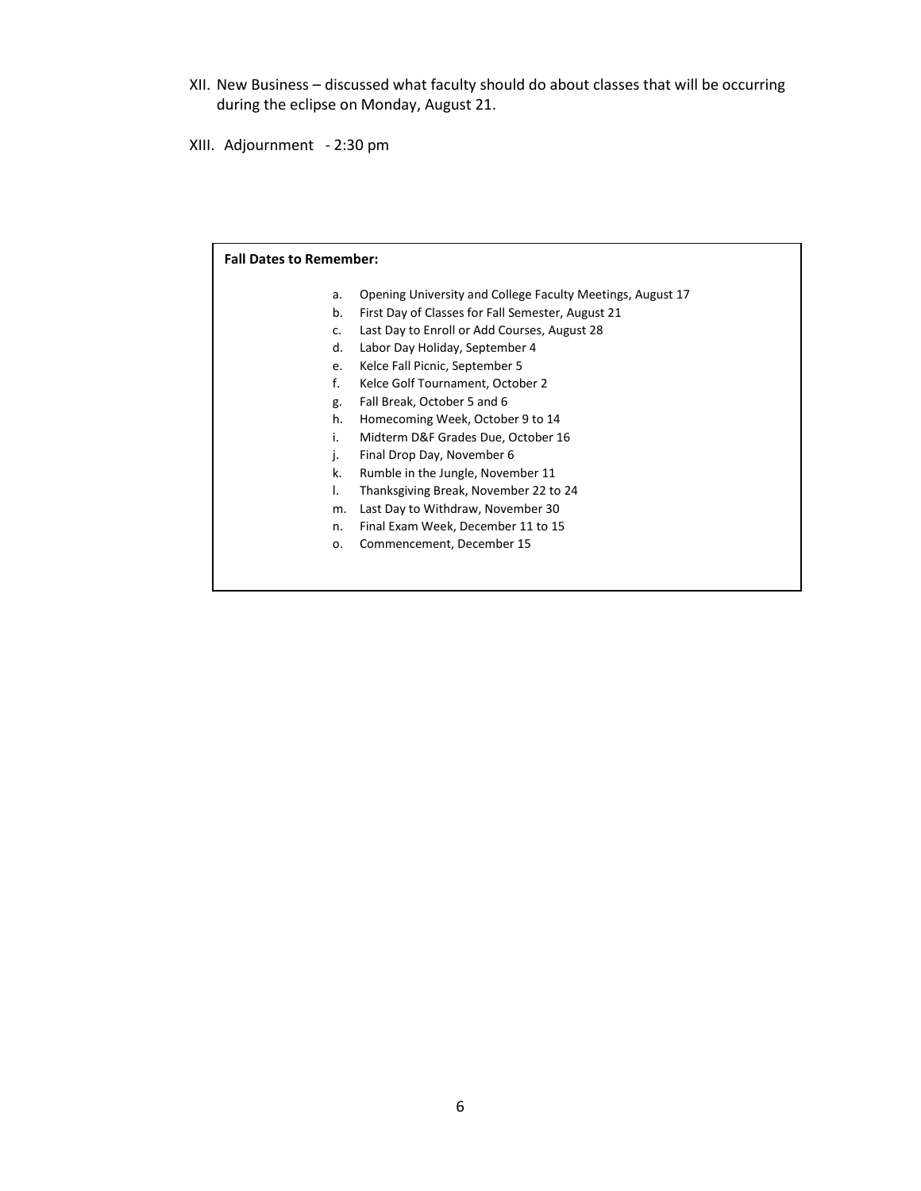XII. New Business – discussed what faculty should do about classes that will be occurring during the eclipse on Monday, August 21.

XIII. Adjournment - 2:30 pm

**Fall Dates to Remember:**

a. Opening University and College Faculty Meetings, August 17
b. First Day of Classes for Fall Semester, August 21
c. Last Day to Enroll or Add Courses, August 28
d. Labor Day Holiday, September 4
e. Kelce Fall Picnic, September 5
f. Kelce Golf Tournament, October 2
g. Fall Break, October 5 and 6
h. Homecoming Week, October 9 to 14
i. Midterm D&F Grades Due, October 16
j. Final Drop Day, November 6
k. Rumble in the Jungle, November 11
l. Thanksgiving Break, November 22 to 24
m. Last Day to Withdraw, November 30
n. Final Exam Week, December 11 to 15
o. Commencement, December 15